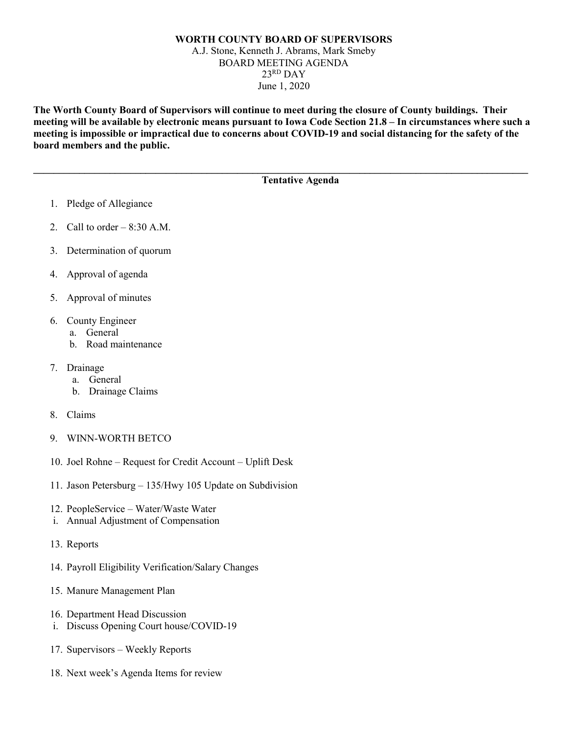# WORTH COUNTY BOARD OF SUPERVISORS

A.J. Stone, Kenneth J. Abrams, Mark Smeby
BOARD MEETING AGENDA
23RD DAY
June 1, 2020

**The Worth County Board of Supervisors will continue to meet during the closure of County buildings. Their meeting will be available by electronic means pursuant to Iowa Code Section 21.8 – In circumstances where such a meeting is impossible or impractical due to concerns about COVID-19 and social distancing for the safety of the board members and the public.**

---

## Tentative Agenda

1. Pledge of Allegiance
2. Call to order – 8:30 A.M.
3. Determination of quorum
4. Approval of agenda
5. Approval of minutes
6. County Engineer
   a. General
   b. Road maintenance
7. Drainage
   a. General
   b. Drainage Claims
8. Claims
9. WINN-WORTH BETCO
10. Joel Rohne – Request for Credit Account – Uplift Desk
11. Jason Petersburg – 135/Hwy 105 Update on Subdivision
12. PeopleService – Water/Waste Water
    i. Annual Adjustment of Compensation
13. Reports
14. Payroll Eligibility Verification/Salary Changes
15. Manure Management Plan
16. Department Head Discussion
    i. Discuss Opening Court house/COVID-19
17. Supervisors – Weekly Reports
18. Next week's Agenda Items for review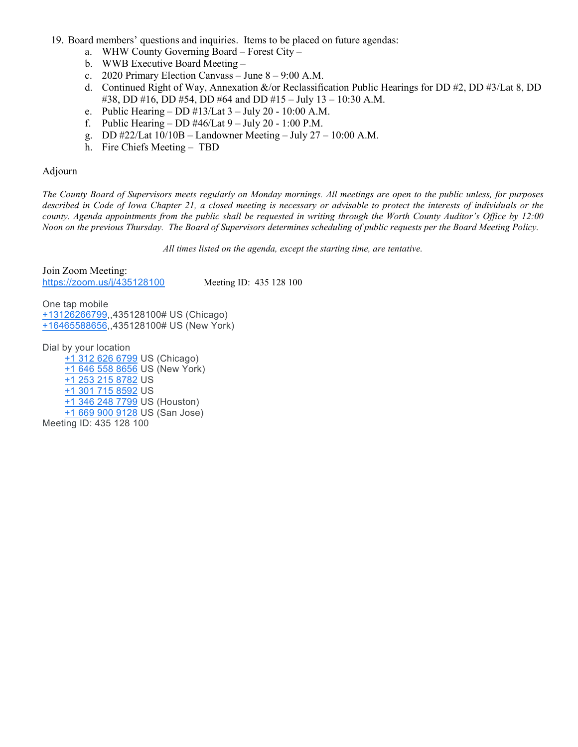19. Board members' questions and inquiries. Items to be placed on future agendas:
    a. WHW County Governing Board – Forest City –
    b. WWB Executive Board Meeting –
    c. 2020 Primary Election Canvass – June 8 – 9:00 A.M.
    d. Continued Right of Way, Annexation &/or Reclassification Public Hearings for DD #2, DD #3/Lat 8, DD #38, DD #16, DD #54, DD #64 and DD #15 – July 13 – 10:30 A.M.
    e. Public Hearing – DD #13/Lat 3 – July 20 - 10:00 A.M.
    f. Public Hearing – DD #46/Lat 9 – July 20 - 1:00 P.M.
    g. DD #22/Lat 10/10B – Landowner Meeting – July 27 – 10:00 A.M.
    h. Fire Chiefs Meeting – TBD

Adjourn

*The County Board of Supervisors meets regularly on Monday mornings. All meetings are open to the public unless, for purposes described in Code of Iowa Chapter 21, a closed meeting is necessary or advisable to protect the interests of individuals or the county. Agenda appointments from the public shall be requested in writing through the Worth County Auditor's Office by 12:00 Noon on the previous Thursday. The Board of Supervisors determines scheduling of public requests per the Board Meeting Policy.*

*All times listed on the agenda, except the starting time, are tentative.*

Join Zoom Meeting:
https://zoom.us/j/435128100 Meeting ID: 435 128 100

One tap mobile
+13126266799,,435128100# US (Chicago)
+16465588656,,435128100# US (New York)

Dial by your location
+1 312 626 6799 US (Chicago)
+1 646 558 8656 US (New York)
+1 253 215 8782 US
+1 301 715 8592 US
+1 346 248 7799 US (Houston)
+1 669 900 9128 US (San Jose)
Meeting ID: 435 128 100